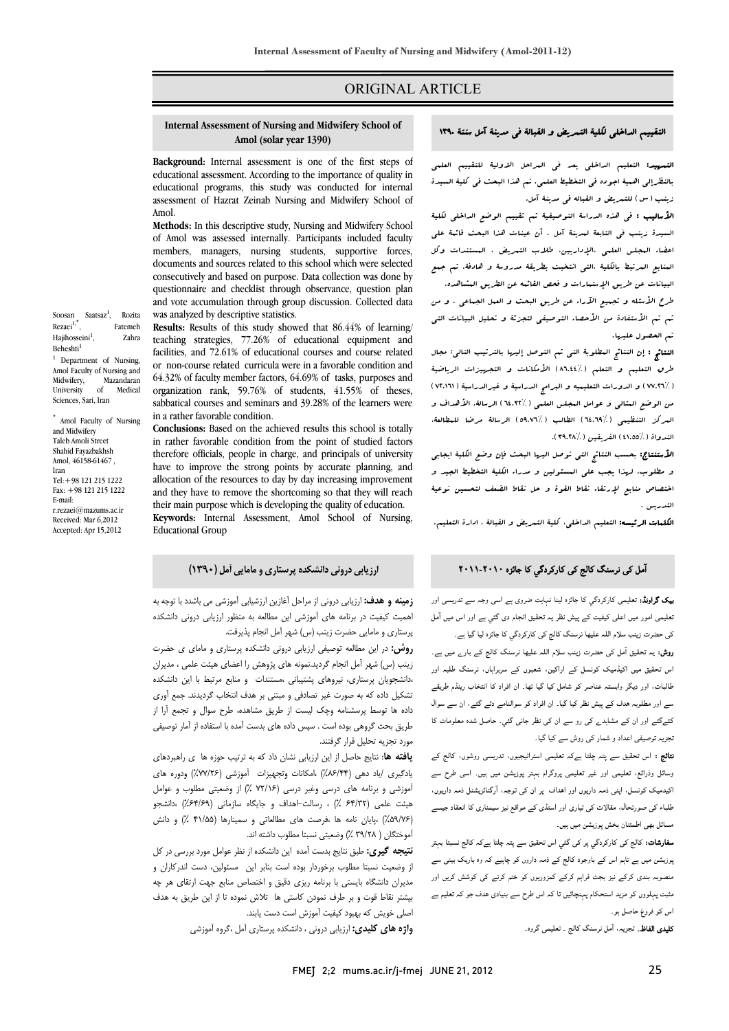ORIGINAL ARTICLE

# Internal Assessment of Nursing and Midwifery School of Amol (solar year 1390)

Soosan Saatsaz[1], Rozita Rezaei[1,*], Fatemeh Hajihosseini[1], Zahra Beheshti[1]

[1] Department of Nursing, Amol Faculty of Nursing and Midwifery, Mazandaran University of Medical Sciences, Sari, Iran

[*] Amol Faculty of Nursing and Midwifery Taleb Amoli Street Shahid Fayazbakhsh Amol, 46158-61467, Iran
Tel:+98 121 215 1222
Fax: +98 121 215 1222
E-mail: r.rezaei@mazums.ac.ir
Received: Mar 6,2012
Accepted: Apr 15,2012

**Background:** Internal assessment is one of the first steps of educational assessment. According to the importance of quality in educational programs, this study was conducted for internal assessment of Hazrat Zeinab Nursing and Midwifery School of Amol.

**Methods:** In this descriptive study, Nursing and Midwifery School of Amol was assessed internally. Participants included faculty members, managers, nursing students, supportive forces, documents and sources related to this school which were selected consecutively and based on purpose. Data collection was done by questionnaire and checklist through observance, question plan and vote accumulation through group discussion. Collected data was analyzed by descriptive statistics.

**Results:** Results of this study showed that 86.44% of learning/ teaching strategies, 77.26% of educational equipment and facilities, and 72.61% of educational courses and course related or non-course related curricula were in a favorable condition and 64.32% of faculty member factors, 64.69% of tasks, purposes and organization rank, 59.76% of students, 41.55% of theses, sabbatical courses and seminars and 39.28% of the learners were in a rather favorable condition.

**Conclusions:** Based on the achieved results this school is totally in rather favorable condition from the point of studied factors therefore officials, people in charge, and principals of university have to improve the strong points by accurate planning, and allocation of the resources to day by day increasing improvement and they have to remove the shortcoming so that they will reach their main purpose which is developing the quality of education.

**Keywords:** Internal Assessment, Amol School of Nursing, Educational Group

# التقييم الداخلی لكلية التمريض و القبالة فی مدينة آمل سنة ١٣٩٠

**التمهيد:** التعليم الداخلی يعد فی المراحل الاولية للتقييم العلمی بالنظرإلی اهمية اجوده فی التخطيط العلمی. تم هذا البحث فی كلية السيدة زينب (س) للتمريض و القباله فی مدينة آمل.

**الأساليب :** فی هذه الدراسة التوصيفية تم تقييم الوضع الداخلی لكلية السيدة زينب فی التابعة لمدينة آمل . أن عينات هذا البحث قائمة علی اعضاء المجلس العلمی ،الإداريين، طلاب التمريض ، المستندات وكل المنابع المرتبط بالكلية ،التی انتخبت بطريقة مدروسة و هادفة. تم جمع البيانات عن طريق الإستمارات و فحص القائمه عن الطريق المشاهده. طرح الأسئله و تجميع الآراء عن طريق البحث و العمل الجماعی ، و من ثم تم الأستفادة من الأحصاء التوصيفی لتجزئة و تحليل البيانات التی تم الحصول عليها.

**النتائج :** إن النتائج المطلوبة التی تم التوصل إليها بالترتيب التالی: مجال طرق التعليم و التعلم (٪٨٦.٤٤) الأمكانات و التجهيزات الرياضية (٪٧٧.٢٦) و الدورات التعليميه و البرامج الدراسية و غيرالدراسية (٧٢.٦١٪) من الوضع المثالی و عوامل المجلس العلمی (٪٦٤.٣٢) الرسالة، الأهداف و المركز التنظيمی (٪٦٤.٦٩) الطالب (٪٥٩.٧٦) الرسالة مرضا للمطالعة، الندواة (٪٤١.٥٥) الفريقين (٪٣٩.٢٨).

**الأستنتاج:** بحسب النتائج التی توصل اليها البحث فإن وضع الكلية ايجابی و مطلوب، لهذا يجب علی المسئولين و مدراء الكلية التخطيط الجيد و اختصاص منابع لإرتقاء نقاط القوة و حل نقاط الضعف لتحسين نوعية التدريس .

**الكلمات الرئيسه:** التعليم الداخلی، كلية التمريض و القبالة ، ادارة التعليم.

# ارزيابی درونی دانشكده پرستاری و مامايی آمل (۱۳۹۰)

**زمينه و هدف:** ارزيابی درونی از مراحل آغازين ارزشيابی آموزشی می باشد با توجه به اهميت كيفيت در برنامه های آموزشی اين مطالعه به منظور ارزيابی درونی دانشكده پرستاری و مامايی حضرت زينب (س) شهر آمل انجام پذيرفت.

**روش:** در اين مطالعه توصيفی ارزيابی درونی دانشكده پرستاری و مامای ی حضرت زينب (س) شهر آمل انجام گرديد.نمونه های پژوهش را اعضای هيئت علمی ، مديران ،دانشجويان پرستاری، نيروهای پشتيبانی ،مستندات و منابع مرتبط با اين دانشكده تشكيل داده كه به صورت غير تصادفی و مبتنی بر هدف انتخاب گرديدند. جمع آوری داده ها توسط پرسشنامه وچک ليست از طريق مشاهده، طرح سوال و تجمع آرا از طريق بحث گروهی بوده است . سپس داده های بدست آمده با استفاده از آمار توصيفی مورد تجزيه تحليل قرار گرفتند.

**يافته ها:** نتايج حاصل از اين ارزيابی نشان داد كه به ترتيب حوزه ها ی راهبردهای يادگيری /ياد دهی (۸۶/۴۴٪) ،امكانات وتجهيزات آموزشی (۷۷/۲۶٪) ودوره های آموزشی و برنامه های درسی وغير درسی (۷۲/۱۶ ٪) از وضعيتی مطلوب و عوامل هيئت علمی (۶۴/۳۲ ٪) ، رسالت–اهداف و جايگاه سازمانی (۶۴/۶۹٪) ،دانشجو (۵۹/۷۶٪) ،پايان نامه ها ،فرصت های مطالعاتی و سمينارها (۴۱/۵۵ ٪) و دانش آموختگان ( ۳۹/۲۸ ٪) وضعيتی نسبتا مطلوب داشته اند.

**نتيجه گيری:** طبق نتايج بدست آمده اين دانشكده از نظر عوامل مورد بررسی در كل از وضعيت نسبتا مطلوب برخوردار بوده است بنابر اين مسئولين، دست اندركاران و مديران دانشگاه بايستی با برنامه ريزی دقيق و اختصاص منابع جهت ارتقای هر چه بيشتر نقاط قوت و بر طرف نمودن كاستی ها تلاش نموده تا از اين طريق به هدف اصلی خويش كه بهبود كيفيت آموزش است دست يابند.

**واژه های كليدی:** ارزيابی درونی ، دانشكده پرستاری آمل ،گروه آموزشی

# آمل کی نرسنگ کالج کی کارکردگی کا جائزہ ۲۰۱۰-۲۰۱۱

**بیک گراونڈ:** تعلیمی کارکردگي کا جائزہ لینا نہایت ضروری ہے اسی وجہ سے تدریسی اور تعلیمی امور میں اعلی کیفیت کے پیش نظر یہ تحقیق انجام دی گئي ہے اور اس میں آمل کی حضرت زینب سلام اللہ علیھا نرسنگ کالج کی کارکردگي کا جائزہ لیا گيا ہے۔

**روش:** یہ تحقیق آمل کی حضرت زینب سلام اللہ علیھا نرسنگ کالج کے بارے میں ہے۔ اس تحقیق میں اکیڈمیک کونسل کے اراکین، شعبوں کے سربراہان، نرسنگ طلبہ اور طالبات، اور دیگر وابستہ عناصر کو شامل کیا گيا تھا۔ ان افراد کا انتخاب رینڈم طریقے سے اور مطلوبہ ہدف کے پیش نظر کیا گيا۔ ان افراد کو سوالنامے دئے گئے، ان سے سوال کئےگئے اور ان کے مشاہدے کی رو سے ان کی نظر جانی گئي۔ حاصل شدہ معلومات کا تجزیہ توصیفی اعداد و شمار کی روش سے کیا گیا۔

**نتائج :** اس تحقیق سے پتہ چلتا ہےکہ تعلیمی اسٹراٹیجیوں، تدریسی روشوں، کالج کے وسائل وذرائع، تعلیمی اور غیر تعلیمی پروگرام بہتر پوزیشن میں ہیں۔ اسی طرح سے اکیڈمیک کونسل، اپنی ذمہ داریوں اور اہداف پر ان کی توجہ، آرگنائزیشنل ذمہ داریوں، طلباء کی صورتحال، مقالات کی تیاری اور اسٹڈی کے مواقع نیز سیمیناروں کا انعقاد جیسے مسائل بھی اطمینان بخش پوزیشن میں ہیں۔

**سفارشات:** کالج کی کارکردگي پر کی گئي اس تحقیق سے پتہ چلتا ہےکہ کالج نسبتا بہتر پوزیشن میں ہے تاہم اس کے باوجود کالج کے ذمہ داروں کو چاہیے کہ وہ باریک بینی سے منصوبہ بندی کرکے نیز بجٹ فراہم کرکے کمزوریوں کو ختم کرنے کی کوشش کریں اور مثبت پہلووں کو مزید استحکام پہنچائيں تا کہ اس طرح سے بنیادی ہدف جو کہ تعلیم ہے اس کو فروغ حاصل ہو۔

**کلیدی الفاظ.** تجزیہ، آمل نرسنگ کالج ۔ تعلیمی گروہ۔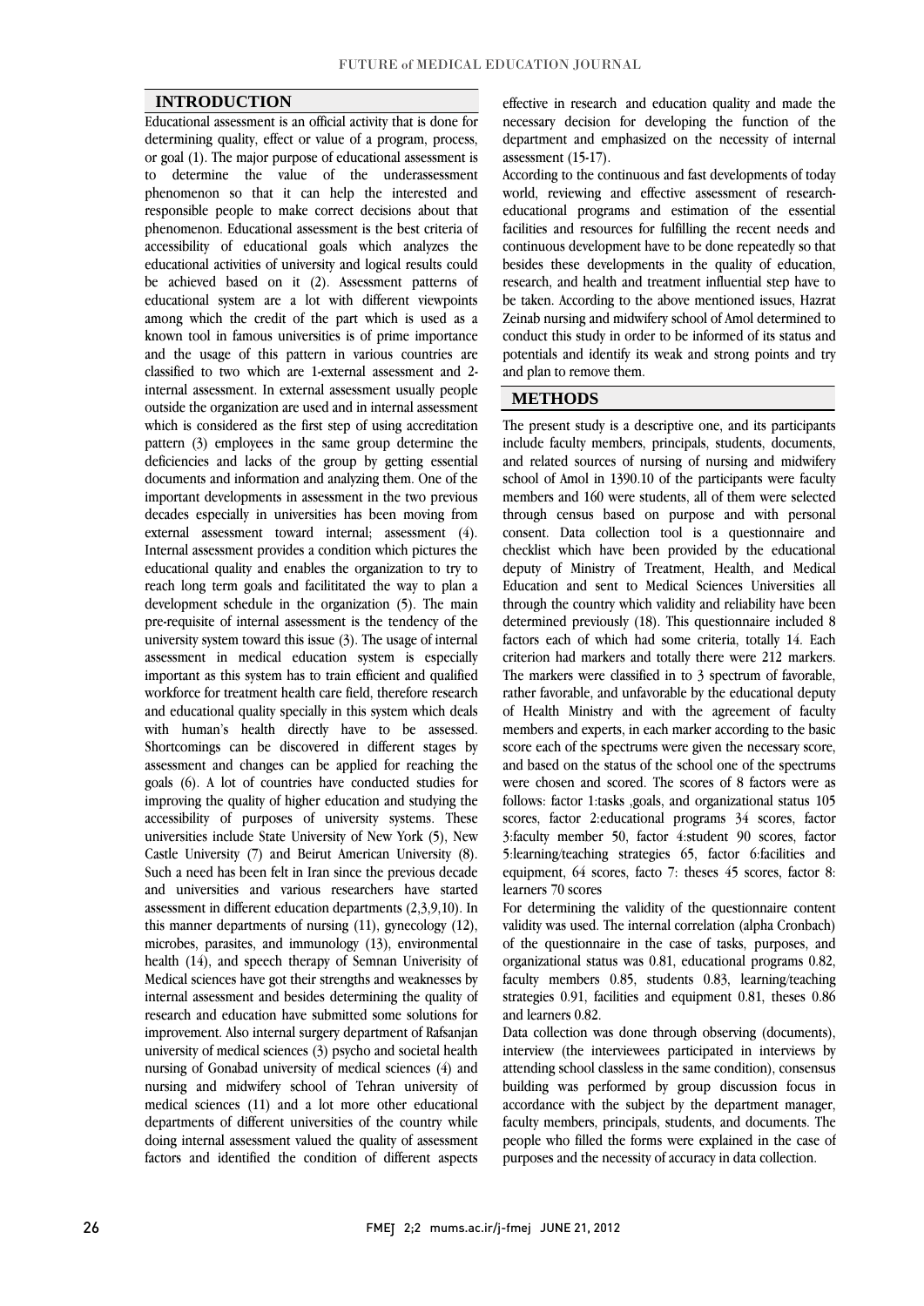## INTRODUCTION

Educational assessment is an official activity that is done for determining quality, effect or value of a program, process, or goal (1). The major purpose of educational assessment is to determine the value of the underassessment phenomenon so that it can help the interested and responsible people to make correct decisions about that phenomenon. Educational assessment is the best criteria of accessibility of educational goals which analyzes the educational activities of university and logical results could be achieved based on it (2). Assessment patterns of educational system are a lot with different viewpoints among which the credit of the part which is used as a known tool in famous universities is of prime importance and the usage of this pattern in various countries are classified to two which are 1-external assessment and 2-internal assessment. In external assessment usually people outside the organization are used and in internal assessment which is considered as the first step of using accreditation pattern (3) employees in the same group determine the deficiencies and lacks of the group by getting essential documents and information and analyzing them. One of the important developments in assessment in the two previous decades especially in universities has been moving from external assessment toward internal; assessment (4). Internal assessment provides a condition which pictures the educational quality and enables the organization to try to reach long term goals and facilititated the way to plan a development schedule in the organization (5). The main pre-requisite of internal assessment is the tendency of the university system toward this issue (3). The usage of internal assessment in medical education system is especially important as this system has to train efficient and qualified workforce for treatment health care field, therefore research and educational quality specially in this system which deals with human's health directly have to be assessed. Shortcomings can be discovered in different stages by assessment and changes can be applied for reaching the goals (6). A lot of countries have conducted studies for improving the quality of higher education and studying the accessibility of purposes of university systems. These universities include State University of New York (5), New Castle University (7) and Beirut American University (8). Such a need has been felt in Iran since the previous decade and universities and various researchers have started assessment in different education departments (2,3,9,10). In this manner departments of nursing (11), gynecology (12), microbes, parasites, and immunology (13), environmental health (14), and speech therapy of Semnan Univerisity of Medical sciences have got their strengths and weaknesses by internal assessment and besides determining the quality of research and education have submitted some solutions for improvement. Also internal surgery department of Rafsanjan university of medical sciences (3) psycho and societal health nursing of Gonabad university of medical sciences (4) and nursing and midwifery school of Tehran university of medical sciences (11) and a lot more other educational departments of different universities of the country while doing internal assessment valued the quality of assessment factors and identified the condition of different aspects effective in research and education quality and made the necessary decision for developing the function of the department and emphasized on the necessity of internal assessment (15-17).

According to the continuous and fast developments of today world, reviewing and effective assessment of research-educational programs and estimation of the essential facilities and resources for fulfilling the recent needs and continuous development have to be done repeatedly so that besides these developments in the quality of education, research, and health and treatment influential step have to be taken. According to the above mentioned issues, Hazrat Zeinab nursing and midwifery school of Amol determined to conduct this study in order to be informed of its status and potentials and identify its weak and strong points and try and plan to remove them.

## METHODS

The present study is a descriptive one, and its participants include faculty members, principals, students, documents, and related sources of nursing of nursing and midwifery school of Amol in 1390.10 of the participants were faculty members and 160 were students, all of them were selected through census based on purpose and with personal consent. Data collection tool is a questionnaire and checklist which have been provided by the educational deputy of Ministry of Treatment, Health, and Medical Education and sent to Medical Sciences Universities all through the country which validity and reliability have been determined previously (18). This questionnaire included 8 factors each of which had some criteria, totally 14. Each criterion had markers and totally there were 212 markers. The markers were classified in to 3 spectrum of favorable, rather favorable, and unfavorable by the educational deputy of Health Ministry and with the agreement of faculty members and experts, in each marker according to the basic score each of the spectrums were given the necessary score, and based on the status of the school one of the spectrums were chosen and scored. The scores of 8 factors were as follows: factor 1:tasks ,goals, and organizational status 105 scores, factor 2:educational programs 34 scores, factor 3:faculty member 50, factor 4:student 90 scores, factor 5:learning/teaching strategies 65, factor 6:facilities and equipment, 64 scores, facto 7: theses 45 scores, factor 8: learners 70 scores

For determining the validity of the questionnaire content validity was used. The internal correlation (alpha Cronbach) of the questionnaire in the case of tasks, purposes, and organizational status was 0.81, educational programs 0.82, faculty members 0.85, students 0.83, learning/teaching strategies 0.91, facilities and equipment 0.81, theses 0.86 and learners 0.82.

Data collection was done through observing (documents), interview (the interviewees participated in interviews by attending school classless in the same condition), consensus building was performed by group discussion focus in accordance with the subject by the department manager, faculty members, principals, students, and documents. The people who filled the forms were explained in the case of purposes and the necessity of accuracy in data collection.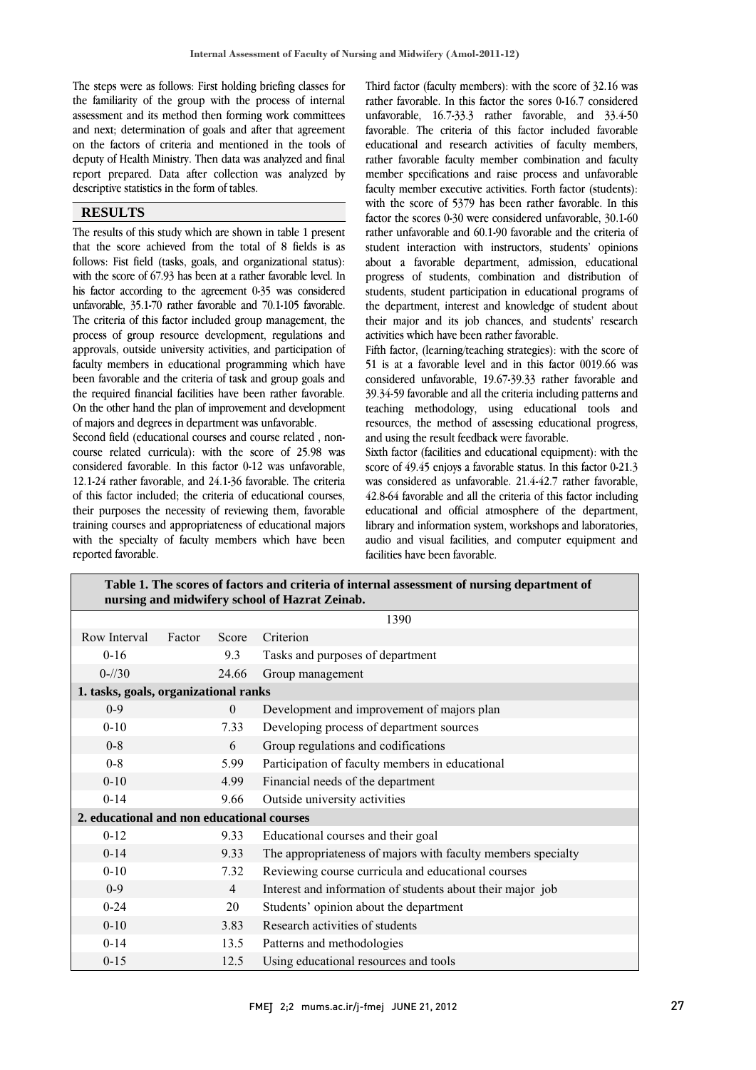The steps were as follows: First holding briefing classes for the familiarity of the group with the process of internal assessment and its method then forming work committees and next; determination of goals and after that agreement on the factors of criteria and mentioned in the tools of deputy of Health Ministry. Then data was analyzed and final report prepared. Data after collection was analyzed by descriptive statistics in the form of tables.

## RESULTS

The results of this study which are shown in table 1 present that the score achieved from the total of 8 fields is as follows: Fist field (tasks, goals, and organizational status): with the score of 67.93 has been at a rather favorable level. In his factor according to the agreement 0-35 was considered unfavorable, 35.1-70 rather favorable and 70.1-105 favorable. The criteria of this factor included group management, the process of group resource development, regulations and approvals, outside university activities, and participation of faculty members in educational programming which have been favorable and the criteria of task and group goals and the required financial facilities have been rather favorable. On the other hand the plan of improvement and development of majors and degrees in department was unfavorable.

Second field (educational courses and course related , non-course related curricula): with the score of 25.98 was considered favorable. In this factor 0-12 was unfavorable, 12.1-24 rather favorable, and 24.1-36 favorable. The criteria of this factor included; the criteria of educational courses, their purposes the necessity of reviewing them, favorable training courses and appropriateness of educational majors with the specialty of faculty members which have been reported favorable.

Third factor (faculty members): with the score of 32.16 was rather favorable. In this factor the sores 0-16.7 considered unfavorable, 16.7-33.3 rather favorable, and 33.4-50 favorable. The criteria of this factor included favorable educational and research activities of faculty members, rather favorable faculty member combination and faculty member specifications and raise process and unfavorable faculty member executive activities. Forth factor (students): with the score of 5379 has been rather favorable. In this factor the scores 0-30 were considered unfavorable, 30.1-60 rather unfavorable and 60.1-90 favorable and the criteria of student interaction with instructors, students' opinions about a favorable department, admission, educational progress of students, combination and distribution of students, student participation in educational programs of the department, interest and knowledge of student about their major and its job chances, and students' research activities which have been rather favorable.

Fifth factor, (learning/teaching strategies): with the score of 51 is at a favorable level and in this factor 0019.66 was considered unfavorable, 19.67-39.33 rather favorable and 39.34-59 favorable and all the criteria including patterns and teaching methodology, using educational tools and resources, the method of assessing educational progress, and using the result feedback were favorable.

Sixth factor (facilities and educational equipment): with the score of 49.45 enjoys a favorable status. In this factor 0-21.3 was considered as unfavorable. 21.4-42.7 rather favorable, 42.8-64 favorable and all the criteria of this factor including educational and official atmosphere of the department, library and information system, workshops and laboratories, audio and visual facilities, and computer equipment and facilities have been favorable.

**Table 1. The scores of factors and criteria of internal assessment of nursing department of nursing and midwifery school of Hazrat Zeinab.**

| | | 1390 | |
|---|---|---|---|
| Row Interval | Factor | Score | Criterion |
| 0-16 | | 9.3 | Tasks and purposes of department |
| 0-//30 | | 24.66 | Group management |
| **1. tasks, goals, organizational ranks** | | | |
| 0-9 | | 0 | Development and improvement of majors plan |
| 0-10 | | 7.33 | Developing process of department sources |
| 0-8 | | 6 | Group regulations and codifications |
| 0-8 | | 5.99 | Participation of faculty members in educational |
| 0-10 | | 4.99 | Financial needs of the department |
| 0-14 | | 9.66 | Outside university activities |
| **2. educational and non educational courses** | | | |
| 0-12 | | 9.33 | Educational courses and their goal |
| 0-14 | | 9.33 | The appropriateness of majors with faculty members specialty |
| 0-10 | | 7.32 | Reviewing course curricula and educational courses |
| 0-9 | | 4 | Interest and information of students about their major job |
| 0-24 | | 20 | Students' opinion about the department |
| 0-10 | | 3.83 | Research activities of students |
| 0-14 | | 13.5 | Patterns and methodologies |
| 0-15 | | 12.5 | Using educational resources and tools |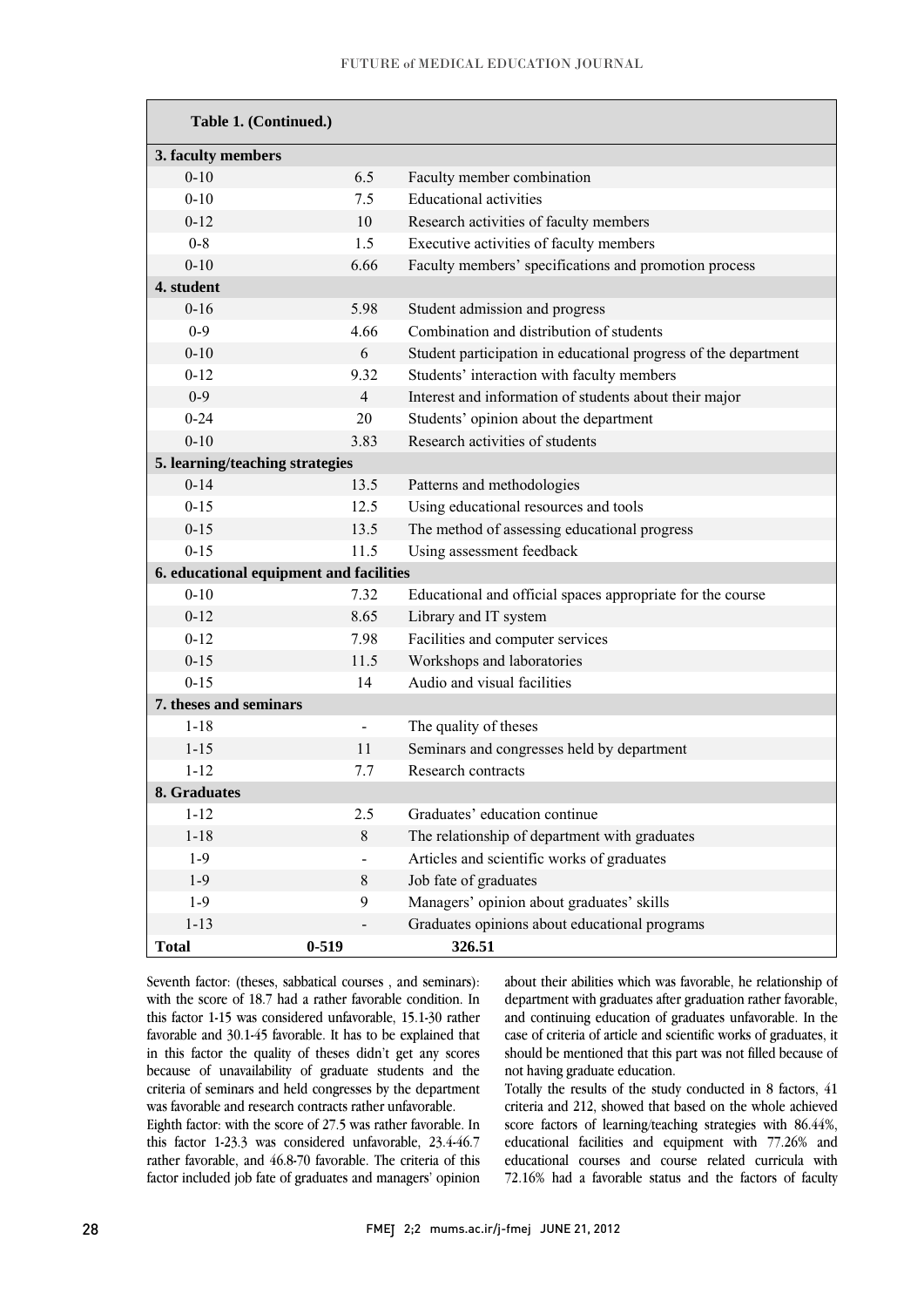| Table 1. (Continued.) | | |
|---|---|---|
| **3. faculty members** | | |
| 0-10 | 6.5 | Faculty member combination |
| 0-10 | 7.5 | Educational activities |
| 0-12 | 10 | Research activities of faculty members |
| 0-8 | 1.5 | Executive activities of faculty members |
| 0-10 | 6.66 | Faculty members' specifications and promotion process |
| **4. student** | | |
| 0-16 | 5.98 | Student admission and progress |
| 0-9 | 4.66 | Combination and distribution of students |
| 0-10 | 6 | Student participation in educational progress of the department |
| 0-12 | 9.32 | Students' interaction with faculty members |
| 0-9 | 4 | Interest and information of students about their major |
| 0-24 | 20 | Students' opinion about the department |
| 0-10 | 3.83 | Research activities of students |
| **5. learning/teaching strategies** | | |
| 0-14 | 13.5 | Patterns and methodologies |
| 0-15 | 12.5 | Using educational resources and tools |
| 0-15 | 13.5 | The method of assessing educational progress |
| 0-15 | 11.5 | Using assessment feedback |
| **6. educational equipment and facilities** | | |
| 0-10 | 7.32 | Educational and official spaces appropriate for the course |
| 0-12 | 8.65 | Library and IT system |
| 0-12 | 7.98 | Facilities and computer services |
| 0-15 | 11.5 | Workshops and laboratories |
| 0-15 | 14 | Audio and visual facilities |
| **7. theses and seminars** | | |
| 1-18 | - | The quality of theses |
| 1-15 | 11 | Seminars and congresses held by department |
| 1-12 | 7.7 | Research contracts |
| **8. Graduates** | | |
| 1-12 | 2.5 | Graduates' education continue |
| 1-18 | 8 | The relationship of department with graduates |
| 1-9 | - | Articles and scientific works of graduates |
| 1-9 | 8 | Job fate of graduates |
| 1-9 | 9 | Managers' opinion about graduates' skills |
| 1-13 | - | Graduates opinions about educational programs |
| **Total** | **0-519** | **326.51** |

Seventh factor: (theses, sabbatical courses , and seminars): with the score of 18.7 had a rather favorable condition. In this factor 1-15 was considered unfavorable, 15.1-30 rather favorable and 30.1-45 favorable. It has to be explained that in this factor the quality of theses didn't get any scores because of unavailability of graduate students and the criteria of seminars and held congresses by the department was favorable and research contracts rather unfavorable.

Eighth factor: with the score of 27.5 was rather favorable. In this factor 1-23.3 was considered unfavorable, 23.4-46.7 rather favorable, and 46.8-70 favorable. The criteria of this factor included job fate of graduates and managers' opinion about their abilities which was favorable, he relationship of department with graduates after graduation rather favorable, and continuing education of graduates unfavorable. In the case of criteria of article and scientific works of graduates, it should be mentioned that this part was not filled because of not having graduate education.

Totally the results of the study conducted in 8 factors, 41 criteria and 212, showed that based on the whole achieved score factors of learning/teaching strategies with 86.44%, educational facilities and equipment with 77.26% and educational courses and course related curricula with 72.16% had a favorable status and the factors of faculty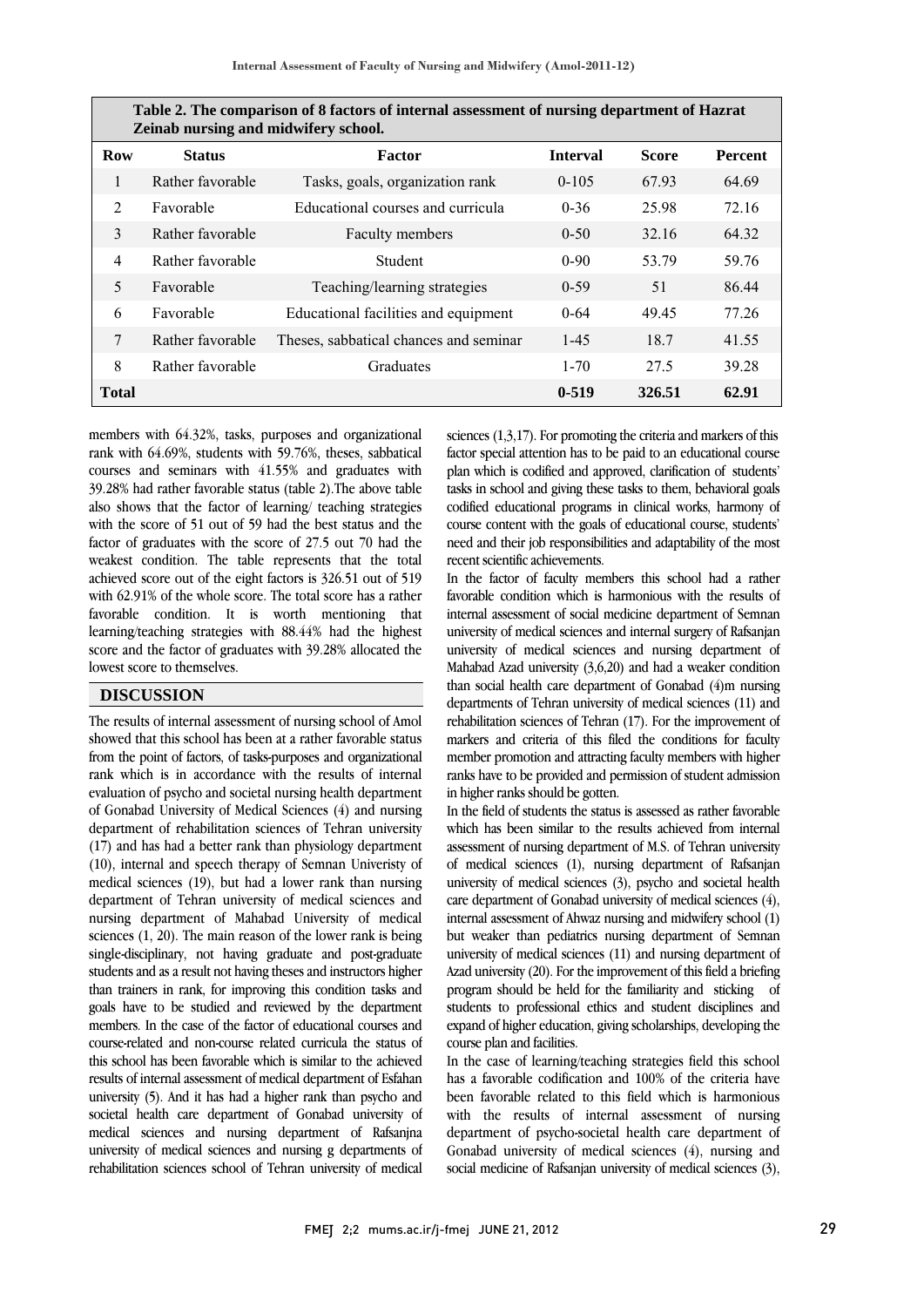**Table 2. The comparison of 8 factors of internal assessment of nursing department of Hazrat Zeinab nursing and midwifery school.**

| Row | Status | Factor | Interval | Score | Percent |
|---|---|---|---|---|---|
| 1 | Rather favorable | Tasks, goals, organization rank | 0-105 | 67.93 | 64.69 |
| 2 | Favorable | Educational courses and curricula | 0-36 | 25.98 | 72.16 |
| 3 | Rather favorable | Faculty members | 0-50 | 32.16 | 64.32 |
| 4 | Rather favorable | Student | 0-90 | 53.79 | 59.76 |
| 5 | Favorable | Teaching/learning strategies | 0-59 | 51 | 86.44 |
| 6 | Favorable | Educational facilities and equipment | 0-64 | 49.45 | 77.26 |
| 7 | Rather favorable | Theses, sabbatical chances and seminar | 1-45 | 18.7 | 41.55 |
| 8 | Rather favorable | Graduates | 1-70 | 27.5 | 39.28 |
| **Total** | | | **0-519** | **326.51** | **62.91** |

members with 64.32%, tasks, purposes and organizational rank with 64.69%, students with 59.76%, theses, sabbatical courses and seminars with 41.55% and graduates with 39.28% had rather favorable status (table 2).The above table also shows that the factor of learning/ teaching strategies with the score of 51 out of 59 had the best status and the factor of graduates with the score of 27.5 out 70 had the weakest condition. The table represents that the total achieved score out of the eight factors is 326.51 out of 519 with 62.91% of the whole score. The total score has a rather favorable condition. It is worth mentioning that learning/teaching strategies with 88.44% had the highest score and the factor of graduates with 39.28% allocated the lowest score to themselves.

## DISCUSSION

The results of internal assessment of nursing school of Amol showed that this school has been at a rather favorable status from the point of factors, of tasks-purposes and organizational rank which is in accordance with the results of internal evaluation of psycho and societal nursing health department of Gonabad University of Medical Sciences (4) and nursing department of rehabilitation sciences of Tehran university (17) and has had a better rank than physiology department (10), internal and speech therapy of Semnan Univeristy of medical sciences (19), but had a lower rank than nursing department of Tehran university of medical sciences and nursing department of Mahabad University of medical sciences (1, 20). The main reason of the lower rank is being single-disciplinary, not having graduate and post-graduate students and as a result not having theses and instructors higher than trainers in rank, for improving this condition tasks and goals have to be studied and reviewed by the department members. In the case of the factor of educational courses and course-related and non-course related curricula the status of this school has been favorable which is similar to the achieved results of internal assessment of medical department of Esfahan university (5). And it has had a higher rank than psycho and societal health care department of Gonabad university of medical sciences and nursing department of Rafsanjna university of medical sciences and nursing g departments of rehabilitation sciences school of Tehran university of medical sciences (1,3,17). For promoting the criteria and markers of this factor special attention has to be paid to an educational course plan which is codified and approved, clarification of students' tasks in school and giving these tasks to them, behavioral goals codified educational programs in clinical works, harmony of course content with the goals of educational course, students' need and their job responsibilities and adaptability of the most recent scientific achievements.

In the factor of faculty members this school had a rather favorable condition which is harmonious with the results of internal assessment of social medicine department of Semnan university of medical sciences and internal surgery of Rafsanjan university of medical sciences and nursing department of Mahabad Azad university (3,6,20) and had a weaker condition than social health care department of Gonabad (4)m nursing departments of Tehran university of medical sciences (11) and rehabilitation sciences of Tehran (17). For the improvement of markers and criteria of this filed the conditions for faculty member promotion and attracting faculty members with higher ranks have to be provided and permission of student admission in higher ranks should be gotten.

In the field of students the status is assessed as rather favorable which has been similar to the results achieved from internal assessment of nursing department of M.S. of Tehran university of medical sciences (1), nursing department of Rafsanjan university of medical sciences (3), psycho and societal health care department of Gonabad university of medical sciences (4), internal assessment of Ahwaz nursing and midwifery school (1) but weaker than pediatrics nursing department of Semnan university of medical sciences (11) and nursing department of Azad university (20). For the improvement of this field a briefing program should be held for the familiarity and sticking of students to professional ethics and student disciplines and expand of higher education, giving scholarships, developing the course plan and facilities.

In the case of learning/teaching strategies field this school has a favorable codification and 100% of the criteria have been favorable related to this field which is harmonious with the results of internal assessment of nursing department of psycho-societal health care department of Gonabad university of medical sciences (4), nursing and social medicine of Rafsanjan university of medical sciences (3),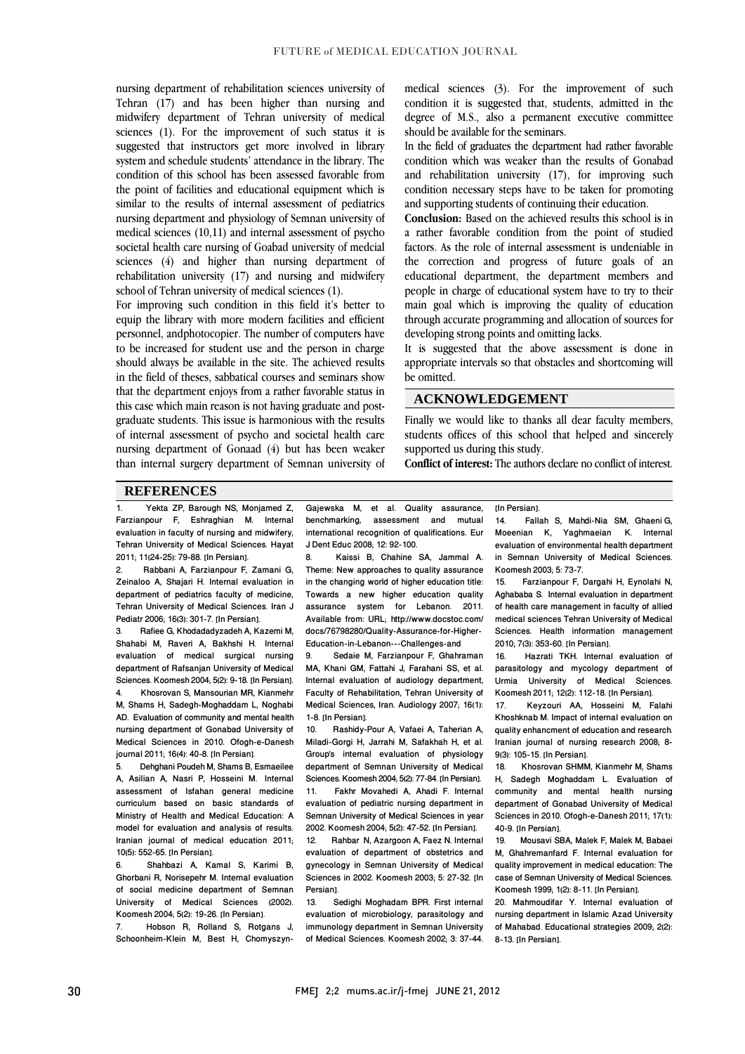nursing department of rehabilitation sciences university of Tehran (17) and has been higher than nursing and midwifery department of Tehran university of medical sciences (1). For the improvement of such status it is suggested that instructors get more involved in library system and schedule students' attendance in the library. The condition of this school has been assessed favorable from the point of facilities and educational equipment which is similar to the results of internal assessment of pediatrics nursing department and physiology of Semnan university of medical sciences (10,11) and internal assessment of psycho societal health care nursing of Goabad university of medcial sciences (4) and higher than nursing department of rehabilitation university (17) and nursing and midwifery school of Tehran university of medical sciences (1).

For improving such condition in this field it's better to equip the library with more modern facilities and efficient personnel, andphotocopier. The number of computers have to be increased for student use and the person in charge should always be available in the site. The achieved results in the field of theses, sabbatical courses and seminars show that the department enjoys from a rather favorable status in this case which main reason is not having graduate and post-graduate students. This issue is harmonious with the results of internal assessment of psycho and societal health care nursing department of Gonaad (4) but has been weaker than internal surgery department of Semnan university of medical sciences (3). For the improvement of such condition it is suggested that, students, admitted in the degree of M.S., also a permanent executive committee should be available for the seminars.

In the field of graduates the department had rather favorable condition which was weaker than the results of Gonabad and rehabilitation university (17), for improving such condition necessary steps have to be taken for promoting and supporting students of continuing their education.

**Conclusion:** Based on the achieved results this school is in a rather favorable condition from the point of studied factors. As the role of internal assessment is undeniable in the correction and progress of future goals of an educational department, the department members and people in charge of educational system have to try to their main goal which is improving the quality of education through accurate programming and allocation of sources for developing strong points and omitting lacks.

It is suggested that the above assessment is done in appropriate intervals so that obstacles and shortcoming will be omitted.

## ACKNOWLEDGEMENT

Finally we would like to thanks all dear faculty members, students offices of this school that helped and sincerely supported us during this study.

**Conflict of interest:** The authors declare no conflict of interest.

## REFERENCES

1. Yekta ZP, Barough NS, Monjamed Z, Farzianpour F, Eshraghian M. Internal evaluation in faculty of nursing and midwifery, Tehran University of Medical Sciences. Hayat 2011; 11(24-25): 79-88. [In Persian].
2. Rabbani A, Farzianpour F, Zamani G, Zeinaloo A, Shajari H. Internal evaluation in department of pediatrics faculty of medicine, Tehran University of Medical Sciences. Iran J Pediatr 2006; 16(3): 301-7. [In Persian].
3. Rafiee G, Khodadadyzadeh A, Kazemi M, Shahabi M, Raveri A, Bakhshi H. Internal evaluation of medical surgical nursing department of Rafsanjan University of Medical Sciences. Koomesh 2004; 5(2): 9-18. [In Persian].
4. Khosrovan S, Mansourian MR, Kianmehr M, Shams H, Sadegh-Moghaddam L, Noghabi AD. Evaluation of community and mental health nursing department of Gonabad University of Medical Sciences in 2010. Ofogh-e-Danesh journal 2011; 16(4): 40-8. [In Persian].
5. Dehghani Poudeh M, Shams B, Esmaeilee A, Asilian A, Nasri P, Hosseini M. Internal assessment of Isfahan general medicine curriculum based on basic standards of Ministry of Health and Medical Education: A model for evaluation and analysis of results. Iranian journal of medical education 2011; 10(5): 552-65. [In Persian].
6. Shahbazi A, Kamal S, Karimi B, Ghorbani R, Norisepehr M. Internal evaluation of social medicine department of Semnan University of Medical Sciences (2002). Koomesh 2004; 5(2): 19-26. [In Persian].
7. Hobson R, Rolland S, Rotgans J, Schoonheim-Klein M, Best H, Chomyszyn-Gajewska M, et al. Quality assurance, benchmarking, assessment and mutual international recognition of qualifications. Eur J Dent Educ 2008; 12: 92-100.
8. Kaissi B, Chahine SA, Jammal A. Theme: New approaches to quality assurance in the changing world of higher education title: Towards a new higher education quality assurance system for Lebanon. 2011. Available from: URL; http://www.docstoc.com/docs/76798280/Quality-Assurance-for-Higher-Education-in-Lebanon---Challenges-and
9. Sedaie M, Farzianpour F, Ghahraman MA, Khani GM, Fattahi J, Farahani SS, et al. Internal evaluation of audiology department, Faculty of Rehabilitation, Tehran University of Medical Sciences, Iran. Audiology 2007; 16(1): 1-8. [In Persian].
10. Rashidy-Pour A, Vafaei A, Taherian A, Miladi-Gorgi H, Jarrahi M, Safakhah H, et al. Group's internal evaluation of physiology department of Semnan University of Medical Sciences. Koomesh 2004; 5(2): 77-84. [In Persian].
11. Fakhr Movahedi A, Ahadi F. Internal evaluation of pediatric nursing department in Semnan University of Medical Sciences in year 2002. Koomesh 2004; 5(2): 47-52. [In Persian].
12. Rahbar N, Azargoon A, Faez N. Internal evaluation of department of obstetrics and gynecology in Semnan University of Medical Sciences in 2002. Koomesh 2003; 5: 27-32. [In Persian].
13. Sedighi Moghadam BPR. First internal evaluation of microbiology, parasitology and immunology department in Semnan University of Medical Sciences. Koomesh 2002; 3: 37-44. [In Persian].
14. Fallah S, Mahdi-Nia SM, Ghaeni G, Moeenian K, Yaghmaeian K. Internal evaluation of environmental health department in Semnan University of Medical Sciences. Koomesh 2003; 5: 73-7.
15. Farzianpour F, Dargahi H, Eynolahi N, Aghababa S. Internal evaluation in department of health care management in faculty of allied medical sciences Tehran University of Medical Sciences. Health information management 2010; 7(3): 353-60. [In Persian].
16. Hazrati TKH. Internal evaluation of parasitology and mycology department of Urmia University of Medical Sciences. Koomesh 2011; 12(2): 112-18. [In Persian].
17. Keyzouri AA, Hosseini M, Falahi Khoshknab M. Impact of internal evaluation on quality enhancment of education and research. Iranian journal of nursing research 2008; 8-9(3): 105-15. [In Persian].
18. Khosrovan SHMM, Kianmehr M, Shams H, Sadegh Moghaddam L. Evaluation of community and mental health nursing department of Gonabad University of Medical Sciences in 2010. Ofogh-e-Danesh 2011; 17(1): 40-9. [In Persian].
19. Mousavi SBA, Malek F, Malek M, Babaei M, Ghahremanfard F. Internal evaluation for quality improvement in medical education: The case of Semnan University of Medical Sciences. Koomesh 1999; 1(2): 8-11. [In Persian].
20. Mahmoudifar Y. Internal evaluation of nursing department in Islamic Azad University of Mahabad. Educational strategies 2009; 2(2): 8-13. [In Persian].